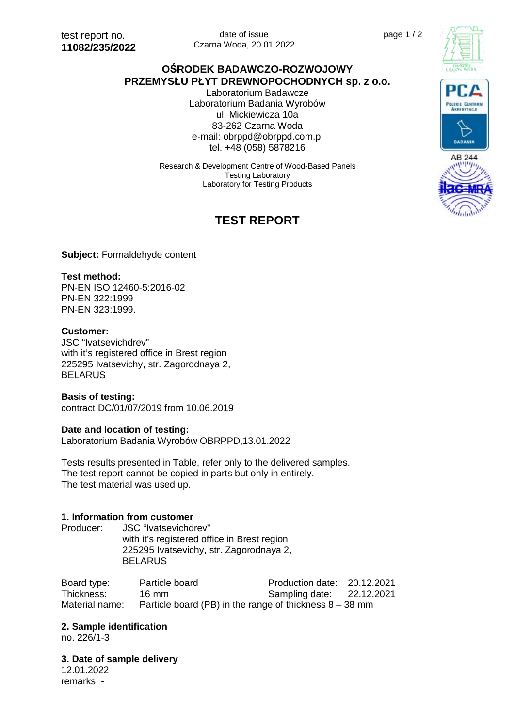test report no.
**11082/235/2022**

date of issue
Czarna Woda, 20.01.2022

**OŚRODEK BADAWCZO-ROZWOJOWY**
**PRZEMYSŁU PŁYT DREWNOPOCHODNYCH sp. z o.o.**
Laboratorium Badawcze
Laboratorium Badania Wyrobów
ul. Mickiewicza 10a
83-262 Czarna Woda
e-mail: obrppd@obrppd.com.pl
tel. +48 (058) 5878216

Research & Development Centre of Wood-Based Panels
Testing Laboratory
Laboratory for Testing Products

AB 244

# TEST REPORT

**Subject:** Formaldehyde content

**Test method:**
PN-EN ISO 12460-5:2016-02
PN-EN 322:1999
PN-EN 323:1999.

**Customer:**
JSC "Ivatsevichdrev"
with it's registered office in Brest region
225295 Ivatsevichy, str. Zagorodnaya 2,
BELARUS

**Basis of testing:**
contract DC/01/07/2019 from 10.06.2019

**Date and location of testing:**
Laboratorium Badania Wyrobów OBRPPD,13.01.2022

Tests results presented in Table, refer only to the delivered samples.
The test report cannot be copied in parts but only in entirely.
The test material was used up.

## 1. Information from customer

Producer: JSC "Ivatsevichdrev"
with it's registered office in Brest region
225295 Ivatsevichy, str. Zagorodnaya 2,
BELARUS

Board type: Particle board — Production date: 20.12.2021
Thickness: 16 mm — Sampling date: 22.12.2021
Material name: Particle board (PB) in the range of thickness 8 – 38 mm

## 2. Sample identification

no. 226/1-3

## 3. Date of sample delivery

12.01.2022
remarks: -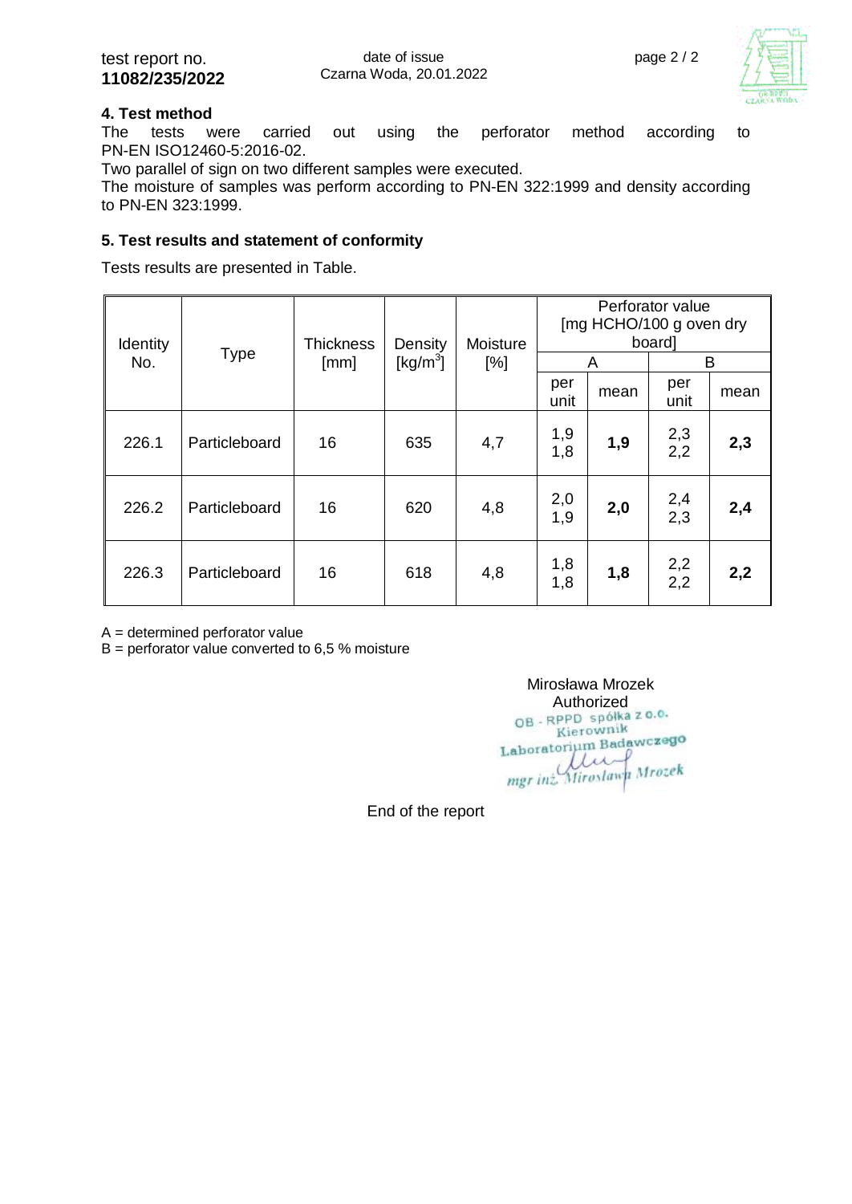test report no.
**11082/235/2022**

date of issue
Czarna Woda, 20.01.2022

## 4. Test method

The tests were carried out using the perforator method according to PN-EN ISO12460-5:2016-02.
Two parallel of sign on two different samples were executed.
The moisture of samples was perform according to PN-EN 322:1999 and density according to PN-EN 323:1999.

## 5. Test results and statement of conformity

Tests results are presented in Table.

| Identity No. | Type | Thickness [mm] | Density [kg/m$^3$] | Moisture [%] | Perforator value [mg HCHO/100 g oven dry board] | | | |
|---|---|---|---|---|---|---|---|---|
| | | | | | A | | B | |
| | | | | | per unit | mean | per unit | mean |
| 226.1 | Particleboard | 16 | 635 | 4,7 | 1,9<br>1,8 | **1,9** | 2,3<br>2,2 | **2,3** |
| 226.2 | Particleboard | 16 | 620 | 4,8 | 2,0<br>1,9 | **2,0** | 2,4<br>2,3 | **2,4** |
| 226.3 | Particleboard | 16 | 618 | 4,8 | 1,8<br>1,8 | **1,8** | 2,2<br>2,2 | **2,2** |

A = determined perforator value
B = perforator value converted to 6,5 % moisture

Mirosława Mrozek
Authorized
OB - RPPD spółka z o.o.
Kierownik
Laboratorium Badawczego
mgr inż. Mirosława Mrozek

End of the report